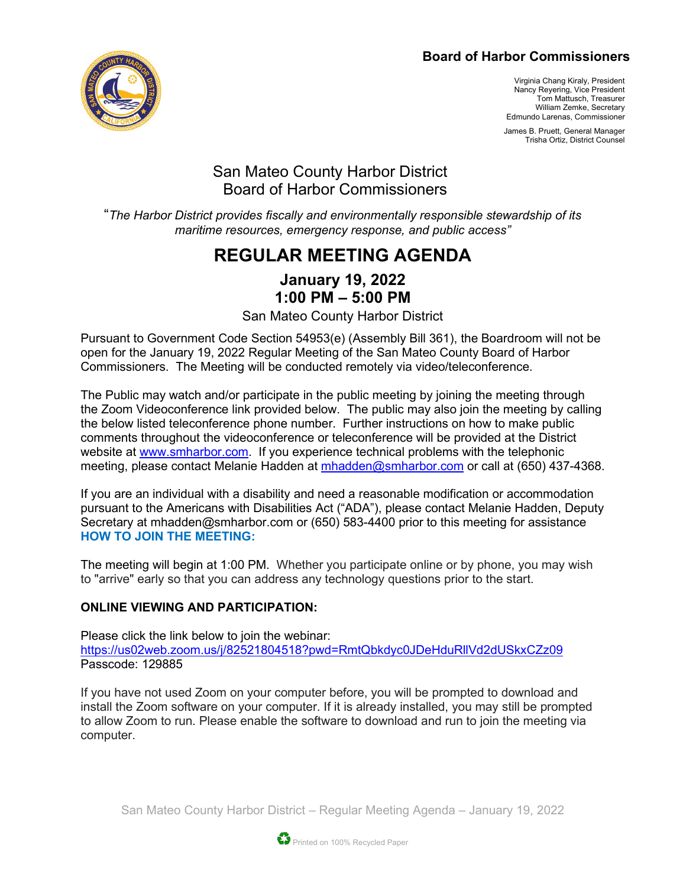**Board of Harbor Commissioners**

Virginia Chang Kiraly, President
Nancy Reyering, Vice President
Tom Mattusch, Treasurer
William Zemke, Secretary
Edmundo Larenas, Commissioner

James B. Pruett, General Manager
Trisha Ortiz, District Counsel

# San Mateo County Harbor District
# Board of Harbor Commissioners

*"The Harbor District provides fiscally and environmentally responsible stewardship of its maritime resources, emergency response, and public access"*

# REGULAR MEETING AGENDA

## January 19, 2022
## 1:00 PM – 5:00 PM

San Mateo County Harbor District

Pursuant to Government Code Section 54953(e) (Assembly Bill 361), the Boardroom will not be open for the January 19, 2022 Regular Meeting of the San Mateo County Board of Harbor Commissioners. The Meeting will be conducted remotely via video/teleconference.

The Public may watch and/or participate in the public meeting by joining the meeting through the Zoom Videoconference link provided below. The public may also join the meeting by calling the below listed teleconference phone number. Further instructions on how to make public comments throughout the videoconference or teleconference will be provided at the District website at www.smharbor.com. If you experience technical problems with the telephonic meeting, please contact Melanie Hadden at mhadden@smharbor.com or call at (650) 437-4368.

If you are an individual with a disability and need a reasonable modification or accommodation pursuant to the Americans with Disabilities Act ("ADA"), please contact Melanie Hadden, Deputy Secretary at mhadden@smharbor.com or (650) 583-4400 prior to this meeting for assistance

**HOW TO JOIN THE MEETING:**

The meeting will begin at 1:00 PM. Whether you participate online or by phone, you may wish to "arrive" early so that you can address any technology questions prior to the start.

**ONLINE VIEWING AND PARTICIPATION:**

Please click the link below to join the webinar:
https://us02web.zoom.us/j/82521804518?pwd=RmtQbkdyc0JDeHduRllVd2dUSkxCZz09
Passcode: 129885

If you have not used Zoom on your computer before, you will be prompted to download and install the Zoom software on your computer. If it is already installed, you may still be prompted to allow Zoom to run. Please enable the software to download and run to join the meeting via computer.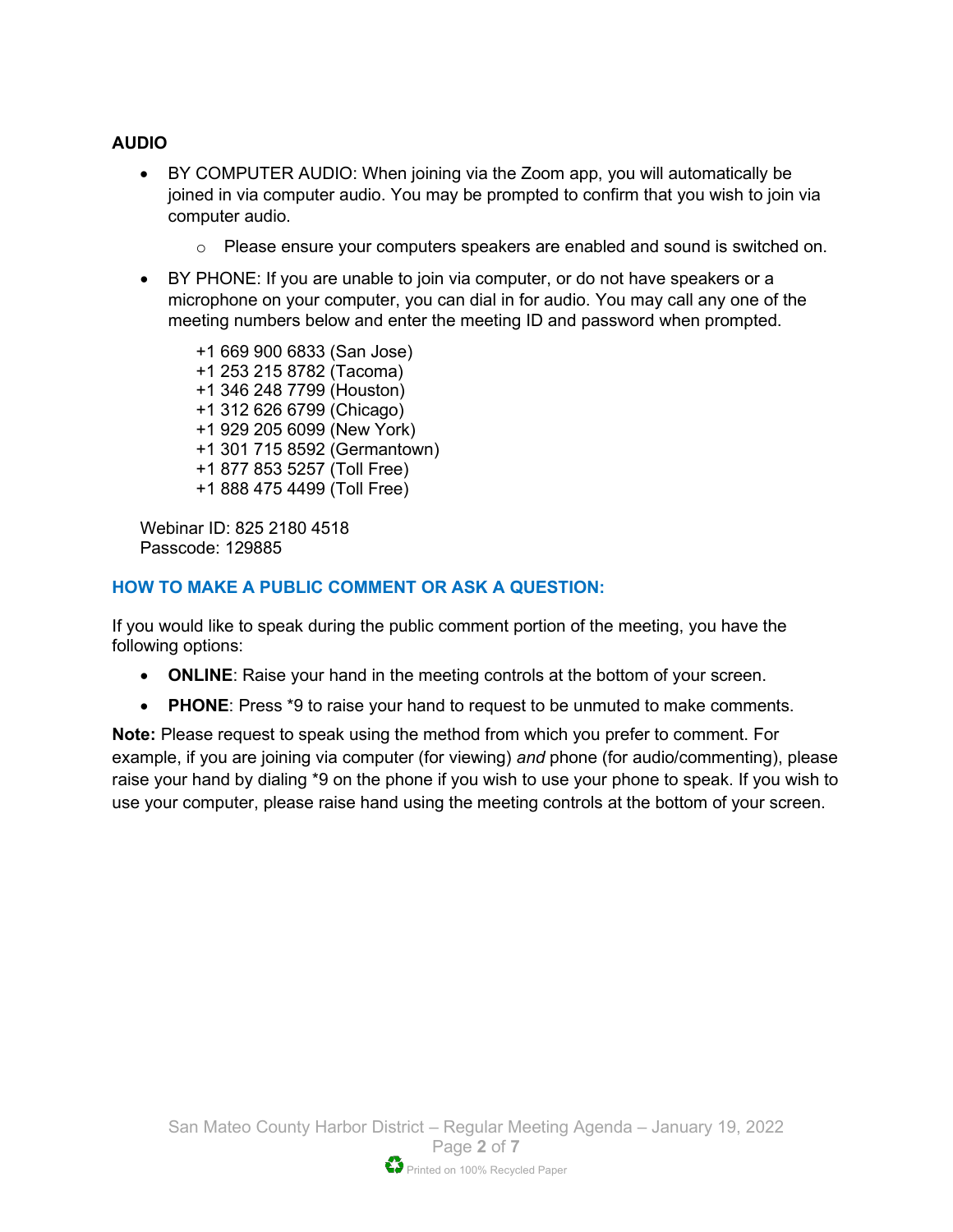**AUDIO**

- BY COMPUTER AUDIO: When joining via the Zoom app, you will automatically be joined in via computer audio. You may be prompted to confirm that you wish to join via computer audio.
    - Please ensure your computers speakers are enabled and sound is switched on.
- BY PHONE: If you are unable to join via computer, or do not have speakers or a microphone on your computer, you can dial in for audio. You may call any one of the meeting numbers below and enter the meeting ID and password when prompted.

  +1 669 900 6833 (San Jose)
  +1 253 215 8782 (Tacoma)
  +1 346 248 7799 (Houston)
  +1 312 626 6799 (Chicago)
  +1 929 205 6099 (New York)
  +1 301 715 8592 (Germantown)
  +1 877 853 5257 (Toll Free)
  +1 888 475 4499 (Toll Free)

  Webinar ID: 825 2180 4518
  Passcode: 129885

## HOW TO MAKE A PUBLIC COMMENT OR ASK A QUESTION:

If you would like to speak during the public comment portion of the meeting, you have the following options:

- **ONLINE**: Raise your hand in the meeting controls at the bottom of your screen.
- **PHONE**: Press *9 to raise your hand to request to be unmuted to make comments.

**Note:** Please request to speak using the method from which you prefer to comment. For example, if you are joining via computer (for viewing) *and* phone (for audio/commenting), please raise your hand by dialing *9 on the phone if you wish to use your phone to speak. If you wish to use your computer, please raise hand using the meeting controls at the bottom of your screen.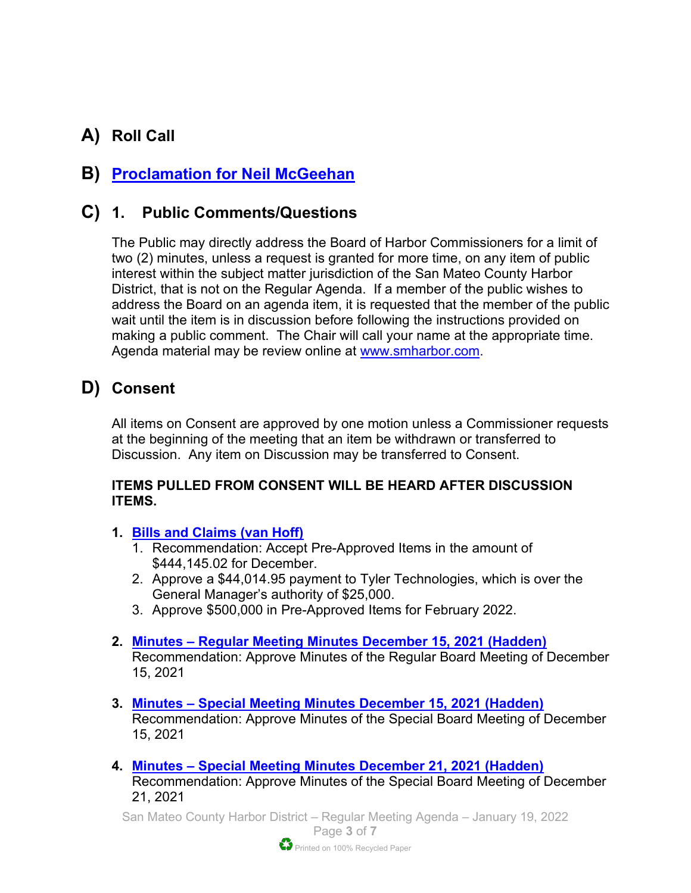## A) Roll Call

## B) Proclamation for Neil McGeehan

## C) 1. Public Comments/Questions

The Public may directly address the Board of Harbor Commissioners for a limit of two (2) minutes, unless a request is granted for more time, on any item of public interest within the subject matter jurisdiction of the San Mateo County Harbor District, that is not on the Regular Agenda. If a member of the public wishes to address the Board on an agenda item, it is requested that the member of the public wait until the item is in discussion before following the instructions provided on making a public comment. The Chair will call your name at the appropriate time. Agenda material may be review online at www.smharbor.com.

## D) Consent

All items on Consent are approved by one motion unless a Commissioner requests at the beginning of the meeting that an item be withdrawn or transferred to Discussion. Any item on Discussion may be transferred to Consent.

**ITEMS PULLED FROM CONSENT WILL BE HEARD AFTER DISCUSSION ITEMS.**

1. **Bills and Claims (van Hoff)**
   1. Recommendation: Accept Pre-Approved Items in the amount of $444,145.02 for December.
   2. Approve a $44,014.95 payment to Tyler Technologies, which is over the General Manager's authority of $25,000.
   3. Approve $500,000 in Pre-Approved Items for February 2022.

2. **Minutes – Regular Meeting Minutes December 15, 2021 (Hadden)**
   Recommendation: Approve Minutes of the Regular Board Meeting of December 15, 2021

3. **Minutes – Special Meeting Minutes December 15, 2021 (Hadden)**
   Recommendation: Approve Minutes of the Special Board Meeting of December 15, 2021

4. **Minutes – Special Meeting Minutes December 21, 2021 (Hadden)**
   Recommendation: Approve Minutes of the Special Board Meeting of December 21, 2021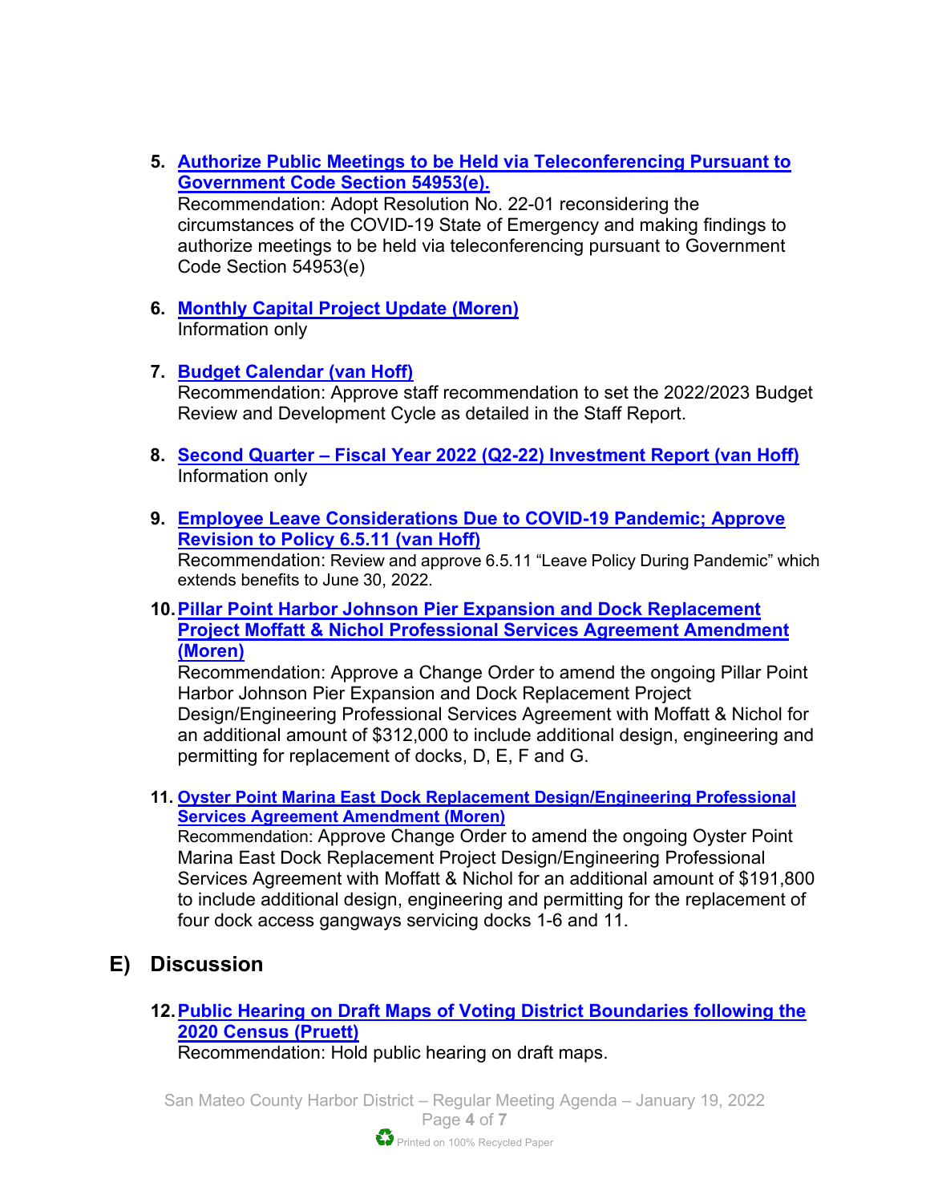5. **Authorize Public Meetings to be Held via Teleconferencing Pursuant to Government Code Section 54953(e).**
   Recommendation: Adopt Resolution No. 22-01 reconsidering the circumstances of the COVID-19 State of Emergency and making findings to authorize meetings to be held via teleconferencing pursuant to Government Code Section 54953(e)

6. **Monthly Capital Project Update (Moren)**
   Information only

7. **Budget Calendar (van Hoff)**
   Recommendation: Approve staff recommendation to set the 2022/2023 Budget Review and Development Cycle as detailed in the Staff Report.

8. **Second Quarter – Fiscal Year 2022 (Q2-22) Investment Report (van Hoff)**
   Information only

9. **Employee Leave Considerations Due to COVID-19 Pandemic; Approve Revision to Policy 6.5.11 (van Hoff)**
   Recommendation: Review and approve 6.5.11 "Leave Policy During Pandemic" which extends benefits to June 30, 2022.

10. **Pillar Point Harbor Johnson Pier Expansion and Dock Replacement Project Moffatt & Nichol Professional Services Agreement Amendment (Moren)**
    Recommendation: Approve a Change Order to amend the ongoing Pillar Point Harbor Johnson Pier Expansion and Dock Replacement Project Design/Engineering Professional Services Agreement with Moffatt & Nichol for an additional amount of $312,000 to include additional design, engineering and permitting for replacement of docks, D, E, F and G.

11. **Oyster Point Marina East Dock Replacement Design/Engineering Professional Services Agreement Amendment (Moren)**
    Recommendation: Approve Change Order to amend the ongoing Oyster Point Marina East Dock Replacement Project Design/Engineering Professional Services Agreement with Moffatt & Nichol for an additional amount of $191,800 to include additional design, engineering and permitting for the replacement of four dock access gangways servicing docks 1-6 and 11.

## E) Discussion

12. **Public Hearing on Draft Maps of Voting District Boundaries following the 2020 Census (Pruett)**
    Recommendation: Hold public hearing on draft maps.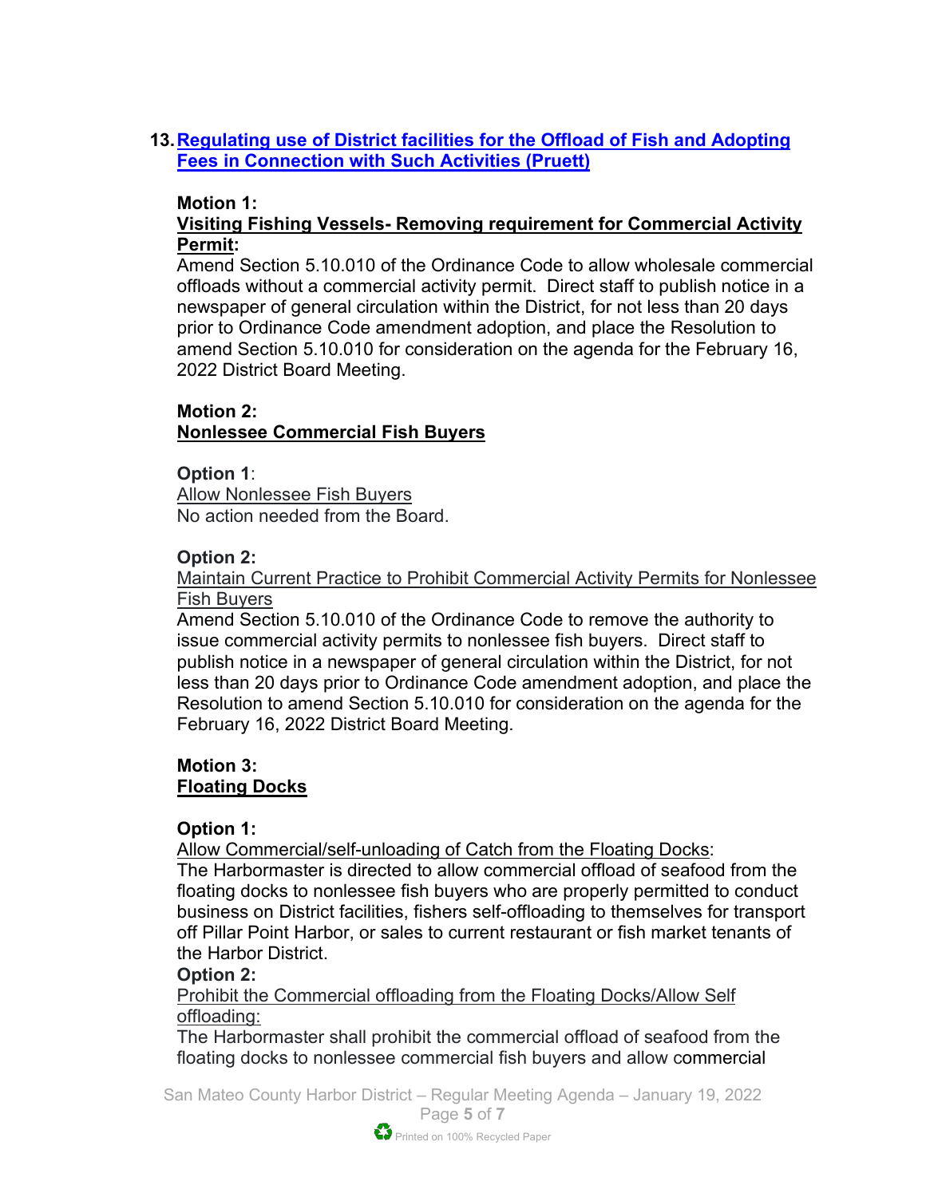**13. [Regulating use of District facilities for the Offload of Fish and Adopting Fees in Connection with Such Activities (Pruett)]()**

**Motion 1:**
**Visiting Fishing Vessels- Removing requirement for Commercial Activity Permit:**
Amend Section 5.10.010 of the Ordinance Code to allow wholesale commercial offloads without a commercial activity permit. Direct staff to publish notice in a newspaper of general circulation within the District, for not less than 20 days prior to Ordinance Code amendment adoption, and place the Resolution to amend Section 5.10.010 for consideration on the agenda for the February 16, 2022 District Board Meeting.

**Motion 2:**
**Nonlessee Commercial Fish Buyers**

**Option 1**:
Allow Nonlessee Fish Buyers
No action needed from the Board.

**Option 2:**
Maintain Current Practice to Prohibit Commercial Activity Permits for Nonlessee Fish Buyers
Amend Section 5.10.010 of the Ordinance Code to remove the authority to issue commercial activity permits to nonlessee fish buyers. Direct staff to publish notice in a newspaper of general circulation within the District, for not less than 20 days prior to Ordinance Code amendment adoption, and place the Resolution to amend Section 5.10.010 for consideration on the agenda for the February 16, 2022 District Board Meeting.

**Motion 3:**
**Floating Docks**

**Option 1:**
Allow Commercial/self-unloading of Catch from the Floating Docks:
The Harbormaster is directed to allow commercial offload of seafood from the floating docks to nonlessee fish buyers who are properly permitted to conduct business on District facilities, fishers self-offloading to themselves for transport off Pillar Point Harbor, or sales to current restaurant or fish market tenants of the Harbor District.

**Option 2:**
Prohibit the Commercial offloading from the Floating Docks/Allow Self offloading:
The Harbormaster shall prohibit the commercial offload of seafood from the floating docks to nonlessee commercial fish buyers and allow commercial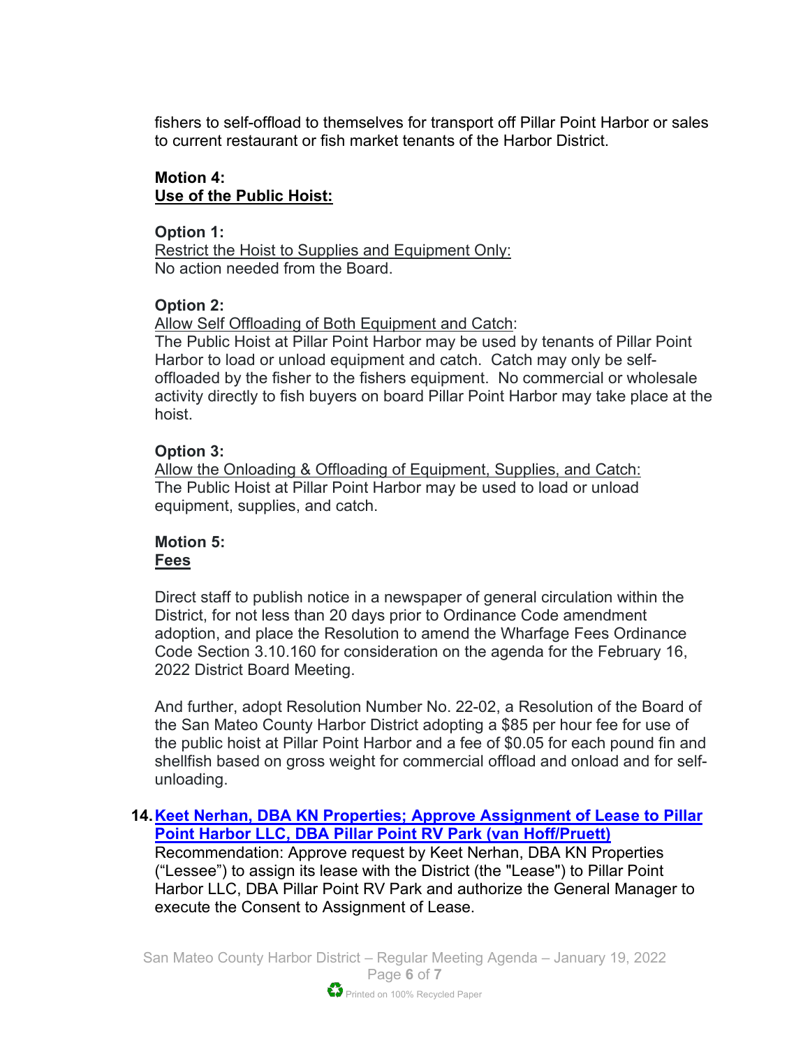fishers to self-offload to themselves for transport off Pillar Point Harbor or sales to current restaurant or fish market tenants of the Harbor District.

**Motion 4:**
**Use of the Public Hoist:**

**Option 1:**
Restrict the Hoist to Supplies and Equipment Only:
No action needed from the Board.

**Option 2:**
Allow Self Offloading of Both Equipment and Catch:
The Public Hoist at Pillar Point Harbor may be used by tenants of Pillar Point Harbor to load or unload equipment and catch. Catch may only be self-offloaded by the fisher to the fishers equipment. No commercial or wholesale activity directly to fish buyers on board Pillar Point Harbor may take place at the hoist.

**Option 3:**
Allow the Onloading & Offloading of Equipment, Supplies, and Catch:
The Public Hoist at Pillar Point Harbor may be used to load or unload equipment, supplies, and catch.

**Motion 5:**
**Fees**

Direct staff to publish notice in a newspaper of general circulation within the District, for not less than 20 days prior to Ordinance Code amendment adoption, and place the Resolution to amend the Wharfage Fees Ordinance Code Section 3.10.160 for consideration on the agenda for the February 16, 2022 District Board Meeting.

And further, adopt Resolution Number No. 22-02, a Resolution of the Board of the San Mateo County Harbor District adopting a $85 per hour fee for use of the public hoist at Pillar Point Harbor and a fee of $0.05 for each pound fin and shellfish based on gross weight for commercial offload and onload and for self-unloading.

**14. Keet Nerhan, DBA KN Properties; Approve Assignment of Lease to Pillar Point Harbor LLC, DBA Pillar Point RV Park (van Hoff/Pruett)**
Recommendation: Approve request by Keet Nerhan, DBA KN Properties ("Lessee") to assign its lease with the District (the "Lease") to Pillar Point Harbor LLC, DBA Pillar Point RV Park and authorize the General Manager to execute the Consent to Assignment of Lease.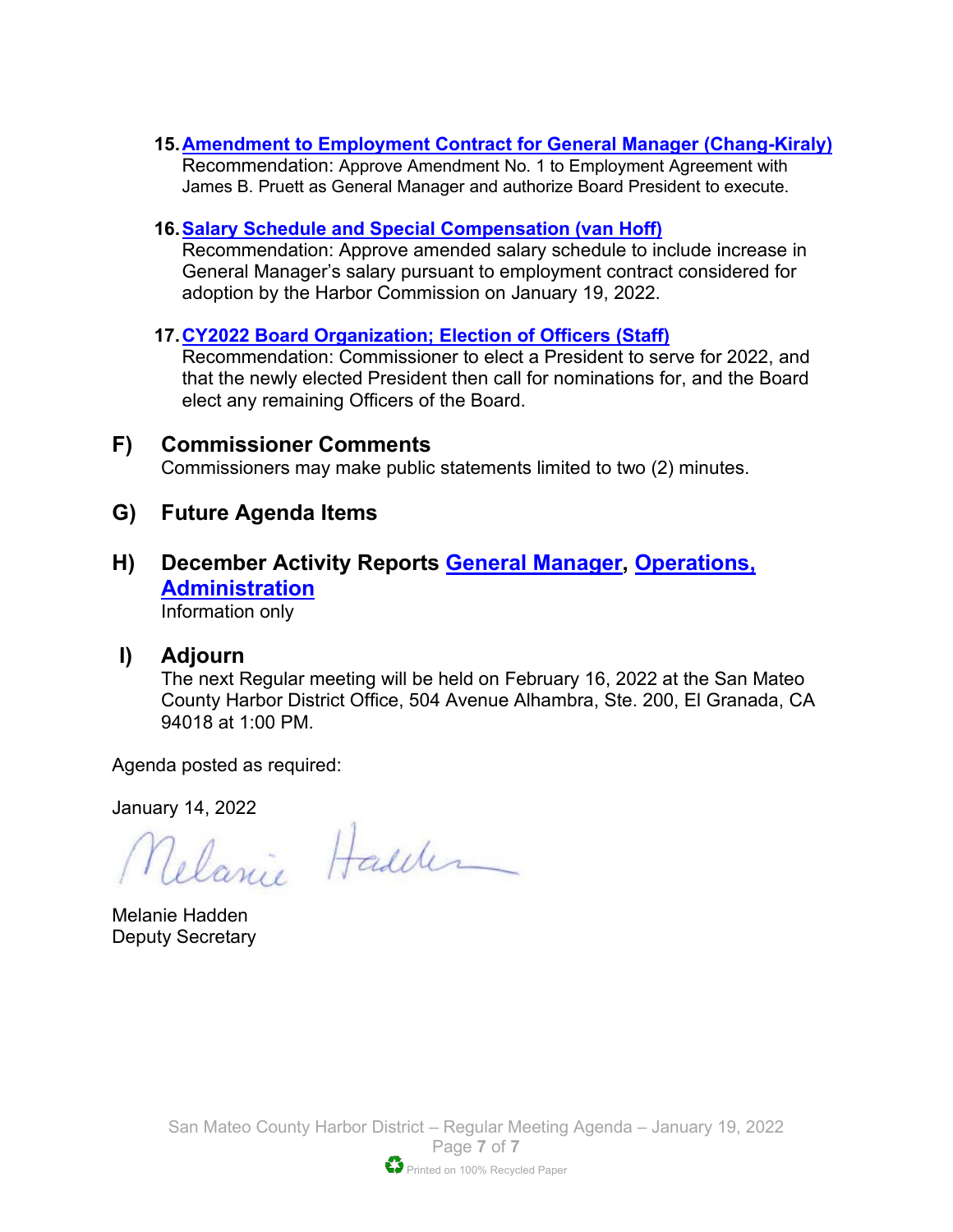15. **Amendment to Employment Contract for General Manager (Chang-Kiraly)**
    Recommendation: Approve Amendment No. 1 to Employment Agreement with James B. Pruett as General Manager and authorize Board President to execute.

16. **Salary Schedule and Special Compensation (van Hoff)**
    Recommendation: Approve amended salary schedule to include increase in General Manager's salary pursuant to employment contract considered for adoption by the Harbor Commission on January 19, 2022.

17. **CY2022 Board Organization; Election of Officers (Staff)**
    Recommendation: Commissioner to elect a President to serve for 2022, and that the newly elected President then call for nominations for, and the Board elect any remaining Officers of the Board.

## F) Commissioner Comments

Commissioners may make public statements limited to two (2) minutes.

## G) Future Agenda Items

## H) December Activity Reports General Manager, Operations, Administration

Information only

## I) Adjourn

The next Regular meeting will be held on February 16, 2022 at the San Mateo County Harbor District Office, 504 Avenue Alhambra, Ste. 200, El Granada, CA 94018 at 1:00 PM.

Agenda posted as required:

January 14, 2022

Melanie Hadden

Melanie Hadden
Deputy Secretary